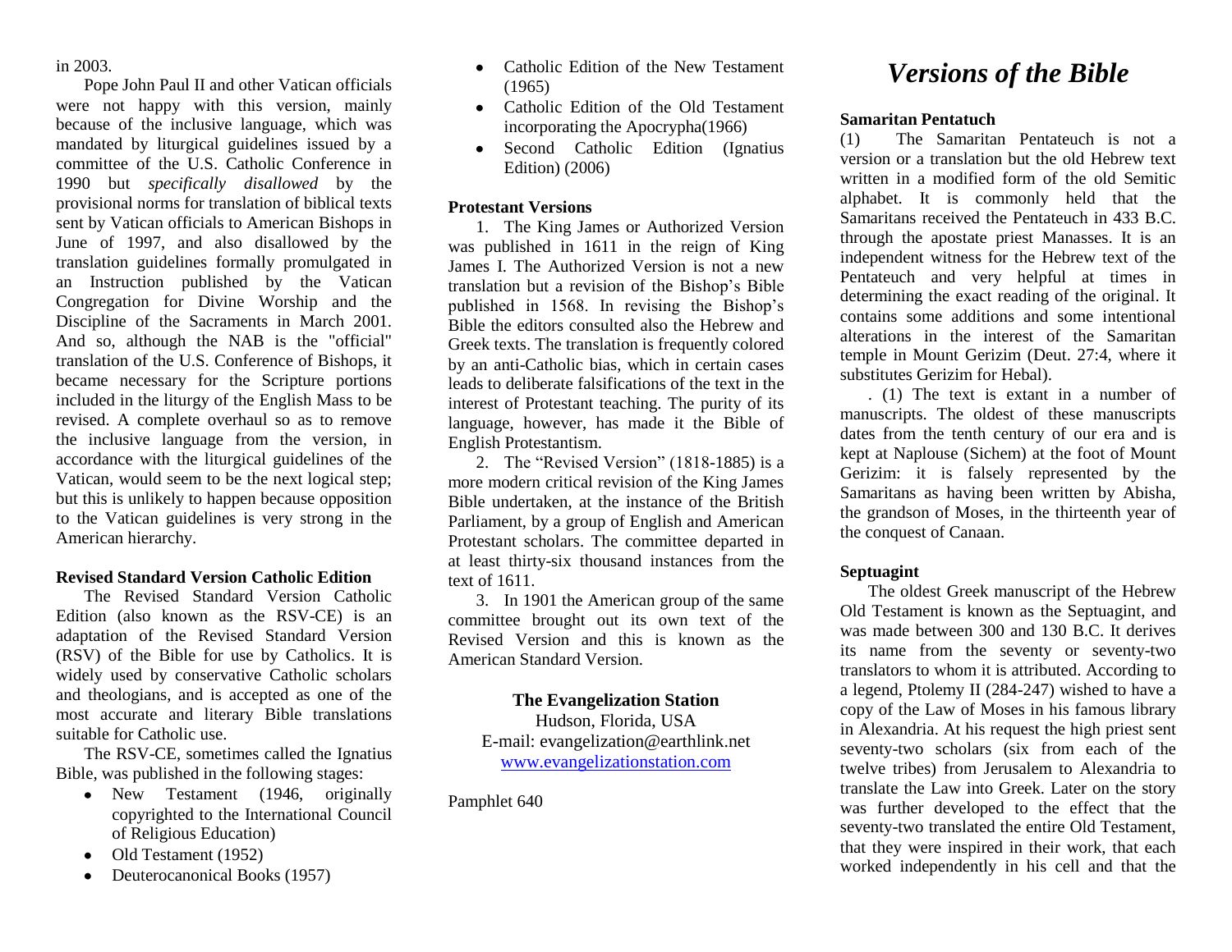in 2003.

Pope John Paul II and other Vatican officials were not happy with this version, mainly because of the inclusive language, which was mandated by liturgical guidelines issued by a committee of the U.S. Catholic Conference in 1990 but *specifically disallowed* by the provisional norms for translation of biblical texts sent by Vatican officials to American Bishops in June of 1997, and also disallowed by the translation guidelines formally promulgated in an Instruction published by the Vatican Congregation for Divine Worship and the Discipline of the Sacraments in March 2001. And so, although the NAB is the "official" translation of the U.S. Conference of Bishops, it became necessary for the Scripture portions included in the liturgy of the English Mass to be revised. A complete overhaul so as to remove the inclusive language from the version, in accordance with the liturgical guidelines of the Vatican, would seem to be the next logical step; but this is unlikely to happen because opposition to the Vatican guidelines is very strong in the American hierarchy.

**Revised Standard Version Catholic Edition**

The Revised Standard Version Catholic Edition (also known as the RSV-CE) is an adaptation of the Revised Standard Version (RSV) of the Bible for use by Catholics. It is widely used by conservative Catholic scholars and theologians, and is accepted as one of the most accurate and literary Bible translations suitable for Catholic use.

The RSV-CE, sometimes called the Ignatius Bible, was published in the following stages:

- New Testament (1946, originally copyrighted to the International Council of Religious Education)
- Old Testament (1952)
- Deuterocanonical Books (1957)
- Catholic Edition of the New Testament (1965)
- Catholic Edition of the Old Testament incorporating the Apocrypha(1966)
- Second Catholic Edition (Ignatius Edition) (2006)

**Protestant Versions**

1. The King James or Authorized Version was published in 1611 in the reign of King James I. The Authorized Version is not a new translation but a revision of the Bishop's Bible published in 1568. In revising the Bishop's Bible the editors consulted also the Hebrew and Greek texts. The translation is frequently colored by an anti-Catholic bias, which in certain cases leads to deliberate falsifications of the text in the interest of Protestant teaching. The purity of its language, however, has made it the Bible of English Protestantism.

2. The "Revised Version" (1818-1885) is a more modern critical revision of the King James Bible undertaken, at the instance of the British Parliament, by a group of English and American Protestant scholars. The committee departed in at least thirty-six thousand instances from the text of 1611.

3. In 1901 the American group of the same committee brought out its own text of the Revised Version and this is known as the American Standard Version.

**The Evangelization Station**
Hudson, Florida, USA
E-mail: evangelization@earthlink.net
www.evangelizationstation.com

Pamphlet 640

# *Versions of the Bible*

**Samaritan Pentatuch**

(1) The Samaritan Pentateuch is not a version or a translation but the old Hebrew text written in a modified form of the old Semitic alphabet. It is commonly held that the Samaritans received the Pentateuch in 433 B.C. through the apostate priest Manasses. It is an independent witness for the Hebrew text of the Pentateuch and very helpful at times in determining the exact reading of the original. It contains some additions and some intentional alterations in the interest of the Samaritan temple in Mount Gerizim (Deut. 27:4, where it substitutes Gerizim for Hebal).

. (1) The text is extant in a number of manuscripts. The oldest of these manuscripts dates from the tenth century of our era and is kept at Naplouse (Sichem) at the foot of Mount Gerizim: it is falsely represented by the Samaritans as having been written by Abisha, the grandson of Moses, in the thirteenth year of the conquest of Canaan.

**Septuagint**

The oldest Greek manuscript of the Hebrew Old Testament is known as the Septuagint, and was made between 300 and 130 B.C. It derives its name from the seventy or seventy-two translators to whom it is attributed. According to a legend, Ptolemy II (284-247) wished to have a copy of the Law of Moses in his famous library in Alexandria. At his request the high priest sent seventy-two scholars (six from each of the twelve tribes) from Jerusalem to Alexandria to translate the Law into Greek. Later on the story was further developed to the effect that the seventy-two translated the entire Old Testament, that they were inspired in their work, that each worked independently in his cell and that the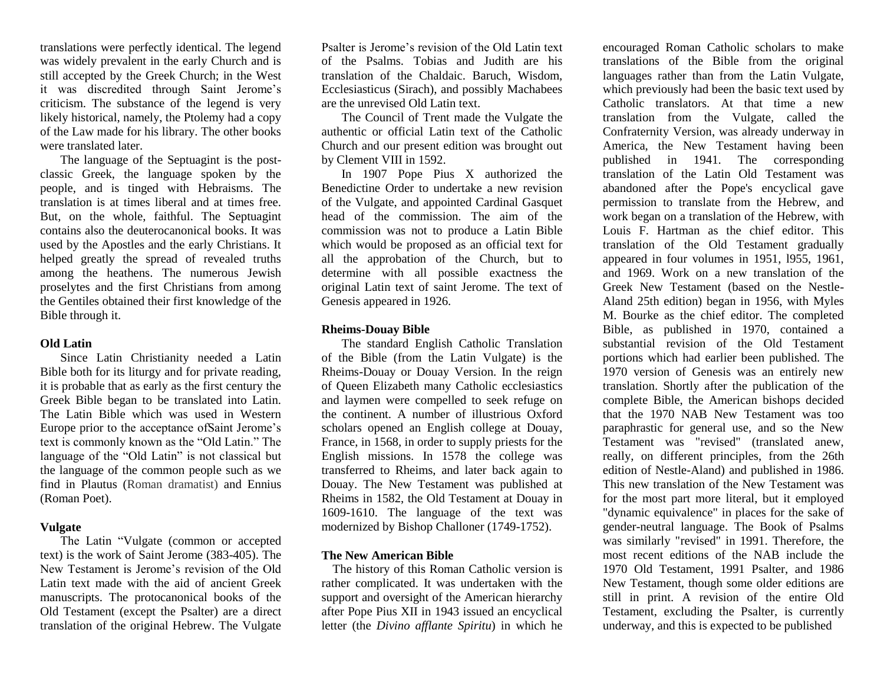translations were perfectly identical. The legend was widely prevalent in the early Church and is still accepted by the Greek Church; in the West it was discredited through Saint Jerome's criticism. The substance of the legend is very likely historical, namely, the Ptolemy had a copy of the Law made for his library. The other books were translated later.

The language of the Septuagint is the post-classic Greek, the language spoken by the people, and is tinged with Hebraisms. The translation is at times liberal and at times free. But, on the whole, faithful. The Septuagint contains also the deuterocanonical books. It was used by the Apostles and the early Christians. It helped greatly the spread of revealed truths among the heathens. The numerous Jewish proselytes and the first Christians from among the Gentiles obtained their first knowledge of the Bible through it.

**Old Latin**

Since Latin Christianity needed a Latin Bible both for its liturgy and for private reading, it is probable that as early as the first century the Greek Bible began to be translated into Latin. The Latin Bible which was used in Western Europe prior to the acceptance ofSaint Jerome's text is commonly known as the "Old Latin." The language of the "Old Latin" is not classical but the language of the common people such as we find in Plautus (Roman dramatist) and Ennius (Roman Poet).

**Vulgate**

The Latin "Vulgate (common or accepted text) is the work of Saint Jerome (383-405). The New Testament is Jerome's revision of the Old Latin text made with the aid of ancient Greek manuscripts. The protocanonical books of the Old Testament (except the Psalter) are a direct translation of the original Hebrew. The Vulgate Psalter is Jerome's revision of the Old Latin text of the Psalms. Tobias and Judith are his translation of the Chaldaic. Baruch, Wisdom, Ecclesiasticus (Sirach), and possibly Machabees are the unrevised Old Latin text.

The Council of Trent made the Vulgate the authentic or official Latin text of the Catholic Church and our present edition was brought out by Clement VIII in 1592.

In 1907 Pope Pius X authorized the Benedictine Order to undertake a new revision of the Vulgate, and appointed Cardinal Gasquet head of the commission. The aim of the commission was not to produce a Latin Bible which would be proposed as an official text for all the approbation of the Church, but to determine with all possible exactness the original Latin text of saint Jerome. The text of Genesis appeared in 1926.

**Rheims-Douay Bible**

The standard English Catholic Translation of the Bible (from the Latin Vulgate) is the Rheims-Douay or Douay Version. In the reign of Queen Elizabeth many Catholic ecclesiastics and laymen were compelled to seek refuge on the continent. A number of illustrious Oxford scholars opened an English college at Douay, France, in 1568, in order to supply priests for the English missions. In 1578 the college was transferred to Rheims, and later back again to Douay. The New Testament was published at Rheims in 1582, the Old Testament at Douay in 1609-1610. The language of the text was modernized by Bishop Challoner (1749-1752).

**The New American Bible**

The history of this Roman Catholic version is rather complicated. It was undertaken with the support and oversight of the American hierarchy after Pope Pius XII in 1943 issued an encyclical letter (the *Divino afflante Spiritu*) in which he encouraged Roman Catholic scholars to make translations of the Bible from the original languages rather than from the Latin Vulgate, which previously had been the basic text used by Catholic translators. At that time a new translation from the Vulgate, called the Confraternity Version, was already underway in America, the New Testament having been published in 1941. The corresponding translation of the Latin Old Testament was abandoned after the Pope's encyclical gave permission to translate from the Hebrew, and work began on a translation of the Hebrew, with Louis F. Hartman as the chief editor. This translation of the Old Testament gradually appeared in four volumes in 1951, l955, 1961, and 1969. Work on a new translation of the Greek New Testament (based on the Nestle-Aland 25th edition) began in 1956, with Myles M. Bourke as the chief editor. The completed Bible, as published in 1970, contained a substantial revision of the Old Testament portions which had earlier been published. The 1970 version of Genesis was an entirely new translation. Shortly after the publication of the complete Bible, the American bishops decided that the 1970 NAB New Testament was too paraphrastic for general use, and so the New Testament was "revised" (translated anew, really, on different principles, from the 26th edition of Nestle-Aland) and published in 1986. This new translation of the New Testament was for the most part more literal, but it employed "dynamic equivalence" in places for the sake of gender-neutral language. The Book of Psalms was similarly "revised" in 1991. Therefore, the most recent editions of the NAB include the 1970 Old Testament, 1991 Psalter, and 1986 New Testament, though some older editions are still in print. A revision of the entire Old Testament, excluding the Psalter, is currently underway, and this is expected to be published